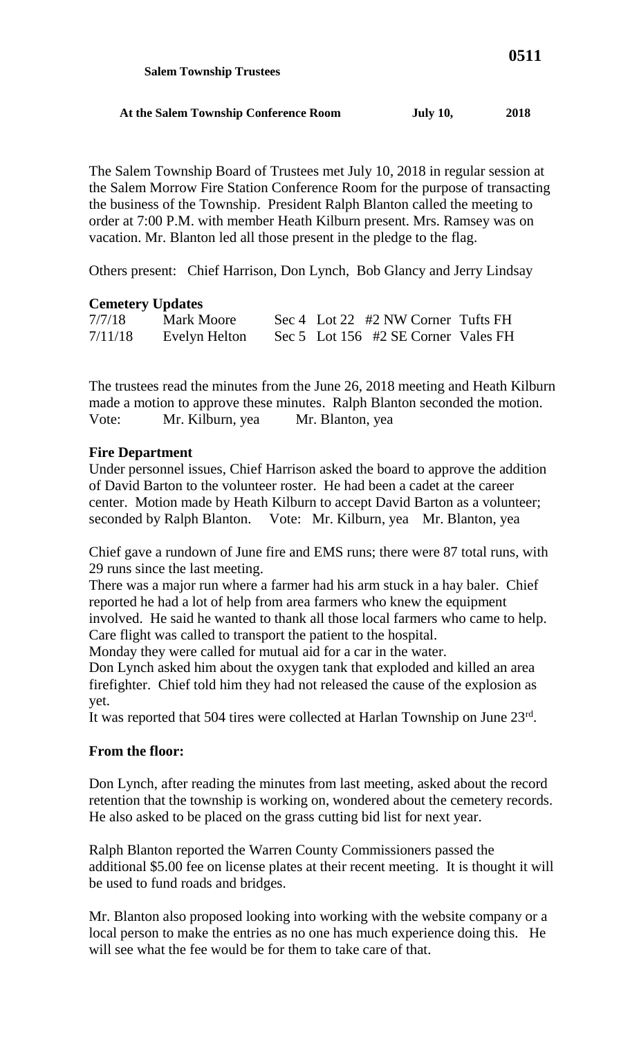**Salem Township Trustees**

**At the Salem Township Conference Room July 10, 2018**

The Salem Township Board of Trustees met July 10, 2018 in regular session at the Salem Morrow Fire Station Conference Room for the purpose of transacting the business of the Township. President Ralph Blanton called the meeting to order at 7:00 P.M. with member Heath Kilburn present. Mrs. Ramsey was on vacation. Mr. Blanton led all those present in the pledge to the flag.

Others present: Chief Harrison, Don Lynch, Bob Glancy and Jerry Lindsay

**Cemetery Updates**

| | | | | | |
|---|---|---|---|---|---|
| 7/7/18 | Mark Moore | Sec 4 | Lot 22 | #2 NW Corner | Tufts FH |
| 7/11/18 | Evelyn Helton | Sec 5 | Lot 156 | #2 SE Corner | Vales FH |

The trustees read the minutes from the June 26, 2018 meeting and Heath Kilburn made a motion to approve these minutes. Ralph Blanton seconded the motion.
Vote: Mr. Kilburn, yea Mr. Blanton, yea

**Fire Department**

Under personnel issues, Chief Harrison asked the board to approve the addition of David Barton to the volunteer roster. He had been a cadet at the career center. Motion made by Heath Kilburn to accept David Barton as a volunteer; seconded by Ralph Blanton. Vote: Mr. Kilburn, yea Mr. Blanton, yea

Chief gave a rundown of June fire and EMS runs; there were 87 total runs, with 29 runs since the last meeting.
There was a major run where a farmer had his arm stuck in a hay baler. Chief reported he had a lot of help from area farmers who knew the equipment involved. He said he wanted to thank all those local farmers who came to help. Care flight was called to transport the patient to the hospital.
Monday they were called for mutual aid for a car in the water.
Don Lynch asked him about the oxygen tank that exploded and killed an area firefighter. Chief told him they had not released the cause of the explosion as yet.
It was reported that 504 tires were collected at Harlan Township on June 23rd.

**From the floor:**

Don Lynch, after reading the minutes from last meeting, asked about the record retention that the township is working on, wondered about the cemetery records. He also asked to be placed on the grass cutting bid list for next year.

Ralph Blanton reported the Warren County Commissioners passed the additional $5.00 fee on license plates at their recent meeting. It is thought it will be used to fund roads and bridges.

Mr. Blanton also proposed looking into working with the website company or a local person to make the entries as no one has much experience doing this. He will see what the fee would be for them to take care of that.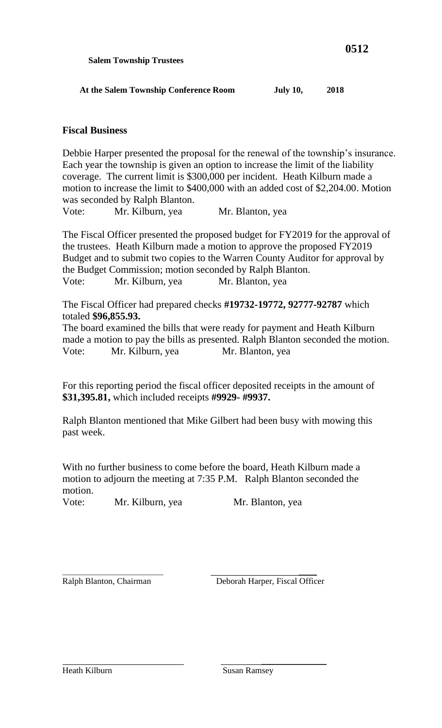**Salem Township Trustees**

**At the Salem Township Conference Room July 10, 2018**

## Fiscal Business

Debbie Harper presented the proposal for the renewal of the township's insurance. Each year the township is given an option to increase the limit of the liability coverage. The current limit is $300,000 per incident. Heath Kilburn made a motion to increase the limit to $400,000 with an added cost of $2,204.00. Motion was seconded by Ralph Blanton.

Vote: Mr. Kilburn, yea Mr. Blanton, yea

The Fiscal Officer presented the proposed budget for FY2019 for the approval of the trustees. Heath Kilburn made a motion to approve the proposed FY2019 Budget and to submit two copies to the Warren County Auditor for approval by the Budget Commission; motion seconded by Ralph Blanton.

Vote: Mr. Kilburn, yea Mr. Blanton, yea

The Fiscal Officer had prepared checks **#19732-19772, 92777-92787** which totaled **$96,855.93.**

The board examined the bills that were ready for payment and Heath Kilburn made a motion to pay the bills as presented. Ralph Blanton seconded the motion.

Vote: Mr. Kilburn, yea Mr. Blanton, yea

For this reporting period the fiscal officer deposited receipts in the amount of **$31,395.81,** which included receipts **#9929- #9937.**

Ralph Blanton mentioned that Mike Gilbert had been busy with mowing this past week.

With no further business to come before the board, Heath Kilburn made a motion to adjourn the meeting at 7:35 P.M. Ralph Blanton seconded the motion.

Vote: Mr. Kilburn, yea Mr. Blanton, yea

Ralph Blanton, Chairman    Deborah Harper, Fiscal Officer

Heath Kilburn    Susan Ramsey